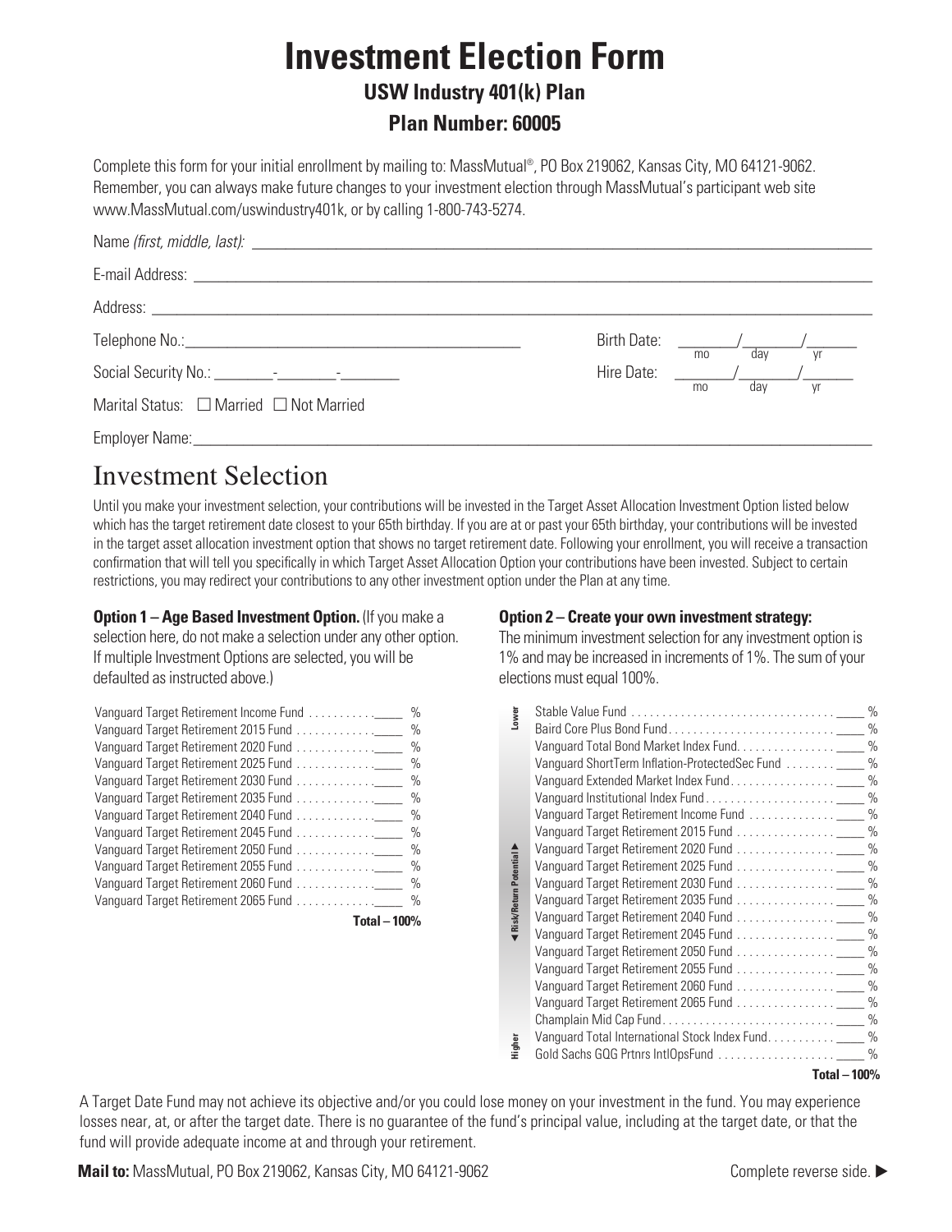# Investment Election Form

## USW Industry 401(k) Plan

## Plan Number: 60005

Complete this form for your initial enrollment by mailing to: MassMutual®, PO Box 219062, Kansas City, MO 64121-9062. Remember, you can always make future changes to your investment election through MassMutual's participant web site www.MassMutual.com/uswindustry401k, or by calling 1-800-743-5274.

Name *(first, middle, last)*: ______________________________

E-mail Address: ______________________________

Address: ______________________________

Telephone No.: ______________________________ Birth Date: ______/______/______ (mo / day / yr)

Social Security No.: ______-______-______ Hire Date: ______/______/______ (mo / day / yr)

Marital Status: ☐ Married ☐ Not Married

Employer Name: ______________________________

## Investment Selection

Until you make your investment selection, your contributions will be invested in the Target Asset Allocation Investment Option listed below which has the target retirement date closest to your 65th birthday. If you are at or past your 65th birthday, your contributions will be invested in the target asset allocation investment option that shows no target retirement date. Following your enrollment, you will receive a transaction confirmation that will tell you specifically in which Target Asset Allocation Option your contributions have been invested. Subject to certain restrictions, you may redirect your contributions to any other investment option under the Plan at any time.

**Option 1 – Age Based Investment Option.** (If you make a selection here, do not make a selection under any other option. If multiple Investment Options are selected, you will be defaulted as instructed above.)

| Fund | % |
|---|---|
| Vanguard Target Retirement Income Fund | ____ % |
| Vanguard Target Retirement 2015 Fund | ____ % |
| Vanguard Target Retirement 2020 Fund | ____ % |
| Vanguard Target Retirement 2025 Fund | ____ % |
| Vanguard Target Retirement 2030 Fund | ____ % |
| Vanguard Target Retirement 2035 Fund | ____ % |
| Vanguard Target Retirement 2040 Fund | ____ % |
| Vanguard Target Retirement 2045 Fund | ____ % |
| Vanguard Target Retirement 2050 Fund | ____ % |
| Vanguard Target Retirement 2055 Fund | ____ % |
| Vanguard Target Retirement 2060 Fund | ____ % |
| Vanguard Target Retirement 2065 Fund | ____ % |
| **Total – 100%** | |

**Option 2 – Create your own investment strategy:**
The minimum investment selection for any investment option is 1% and may be increased in increments of 1%. The sum of your elections must equal 100%.

◄ Risk/Return Potential ► (Lower to Higher)

| Fund | % |
|---|---|
| Stable Value Fund | ____ % |
| Baird Core Plus Bond Fund | ____ % |
| Vanguard Total Bond Market Index Fund | ____ % |
| Vanguard ShortTerm Inflation-ProtectedSec Fund | ____ % |
| Vanguard Extended Market Index Fund | ____ % |
| Vanguard Institutional Index Fund | ____ % |
| Vanguard Target Retirement Income Fund | ____ % |
| Vanguard Target Retirement 2015 Fund | ____ % |
| Vanguard Target Retirement 2020 Fund | ____ % |
| Vanguard Target Retirement 2025 Fund | ____ % |
| Vanguard Target Retirement 2030 Fund | ____ % |
| Vanguard Target Retirement 2035 Fund | ____ % |
| Vanguard Target Retirement 2040 Fund | ____ % |
| Vanguard Target Retirement 2045 Fund | ____ % |
| Vanguard Target Retirement 2050 Fund | ____ % |
| Vanguard Target Retirement 2055 Fund | ____ % |
| Vanguard Target Retirement 2060 Fund | ____ % |
| Vanguard Target Retirement 2065 Fund | ____ % |
| Champlain Mid Cap Fund | ____ % |
| Vanguard Total International Stock Index Fund | ____ % |
| Gold Sachs GQG Prtnrs IntlOpsFund | ____ % |
| **Total – 100%** | |

A Target Date Fund may not achieve its objective and/or you could lose money on your investment in the fund. You may experience losses near, at, or after the target date. There is no guarantee of the fund's principal value, including at the target date, or that the fund will provide adequate income at and through your retirement.

**Mail to:** MassMutual, PO Box 219062, Kansas City, MO 64121-9062

Complete reverse side. ►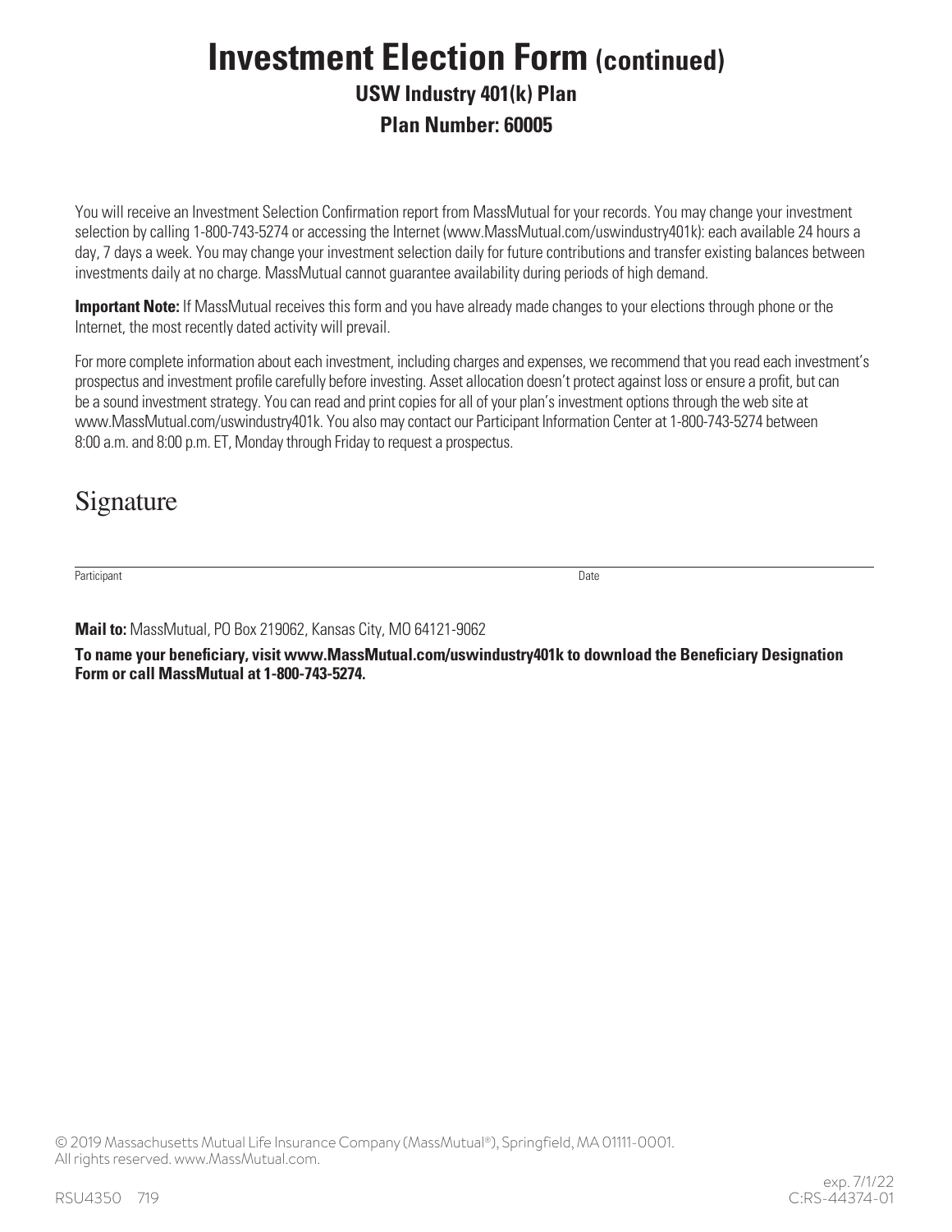# Investment Election Form (continued)

**USW Industry 401(k) Plan**

**Plan Number: 60005**

You will receive an Investment Selection Confirmation report from MassMutual for your records. You may change your investment selection by calling 1-800-743-5274 or accessing the Internet (www.MassMutual.com/uswindustry401k): each available 24 hours a day, 7 days a week. You may change your investment selection daily for future contributions and transfer existing balances between investments daily at no charge. MassMutual cannot guarantee availability during periods of high demand.

**Important Note:** If MassMutual receives this form and you have already made changes to your elections through phone or the Internet, the most recently dated activity will prevail.

For more complete information about each investment, including charges and expenses, we recommend that you read each investment's prospectus and investment profile carefully before investing. Asset allocation doesn't protect against loss or ensure a profit, but can be a sound investment strategy. You can read and print copies for all of your plan's investment options through the web site at www.MassMutual.com/uswindustry401k. You also may contact our Participant Information Center at 1-800-743-5274 between 8:00 a.m. and 8:00 p.m. ET, Monday through Friday to request a prospectus.

## Signature

Participant _______________________________ Date _______________

**Mail to:** MassMutual, PO Box 219062, Kansas City, MO 64121-9062

**To name your beneficiary, visit www.MassMutual.com/uswindustry401k to download the Beneficiary Designation Form or call MassMutual at 1-800-743-5274.**

© 2019 Massachusetts Mutual Life Insurance Company (MassMutual®), Springfield, MA 01111-0001.
All rights reserved. www.MassMutual.com.

RSU4350 719

exp. 7/1/22
C:RS-44374-01